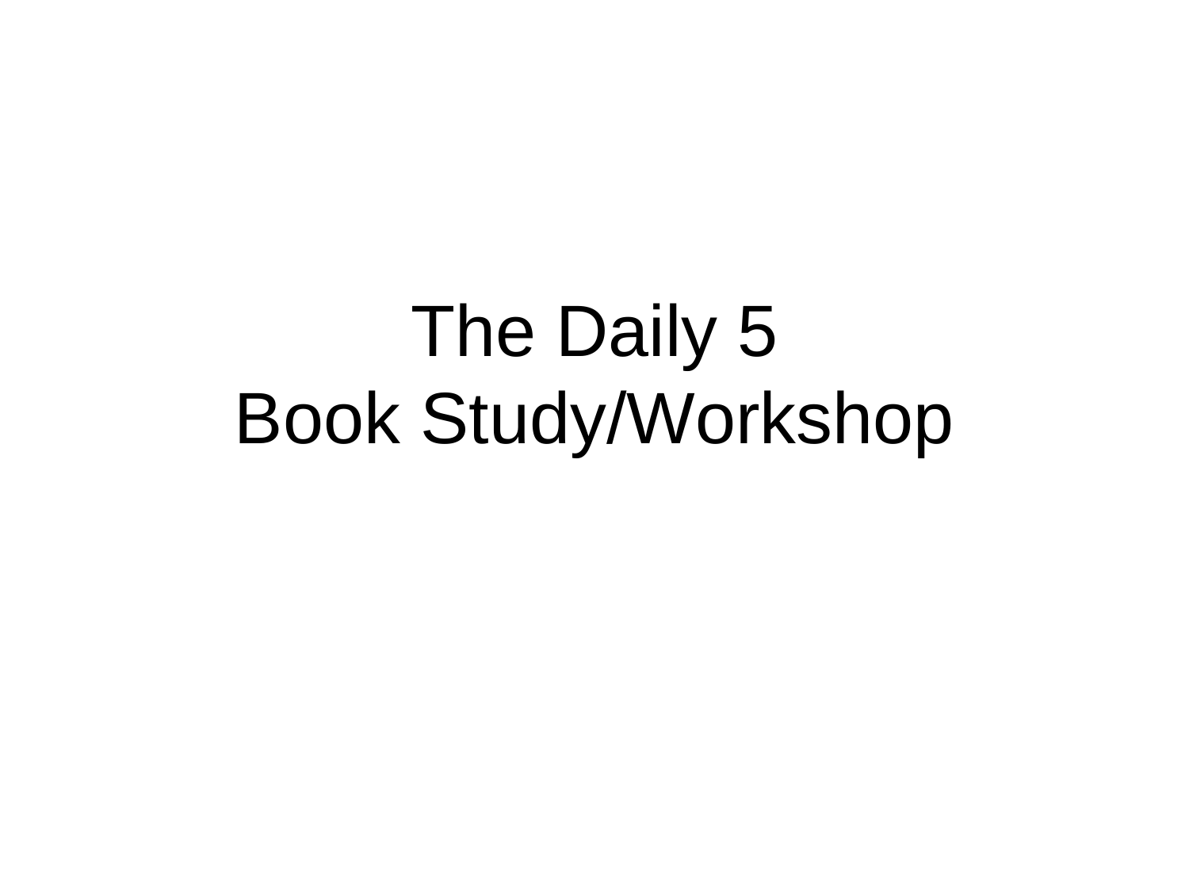# The Daily 5
# Book Study/Workshop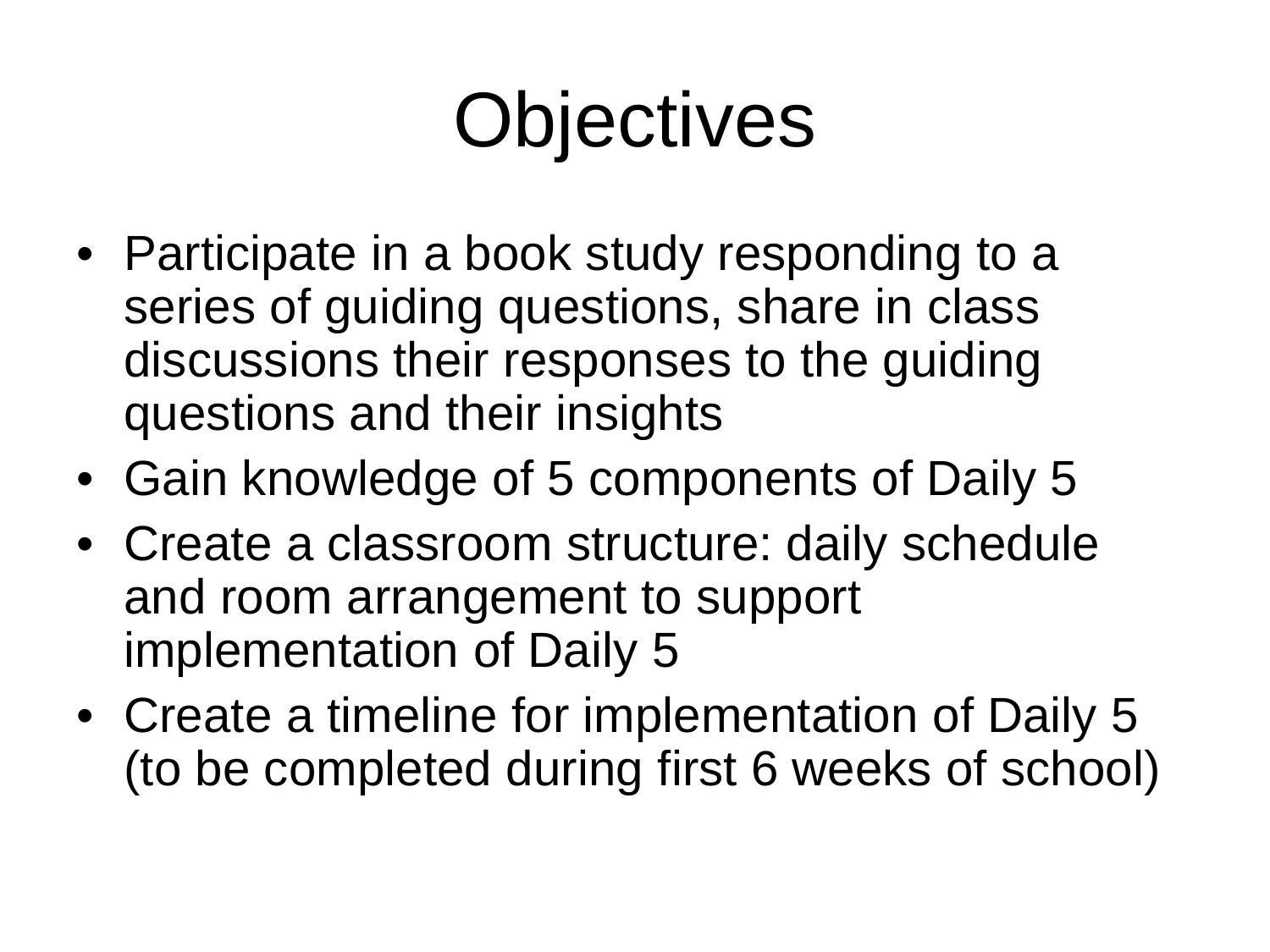# Objectives

- Participate in a book study responding to a series of guiding questions, share in class discussions their responses to the guiding questions and their insights
- Gain knowledge of 5 components of Daily 5
- Create a classroom structure: daily schedule and room arrangement to support implementation of Daily 5
- Create a timeline for implementation of Daily 5 (to be completed during first 6 weeks of school)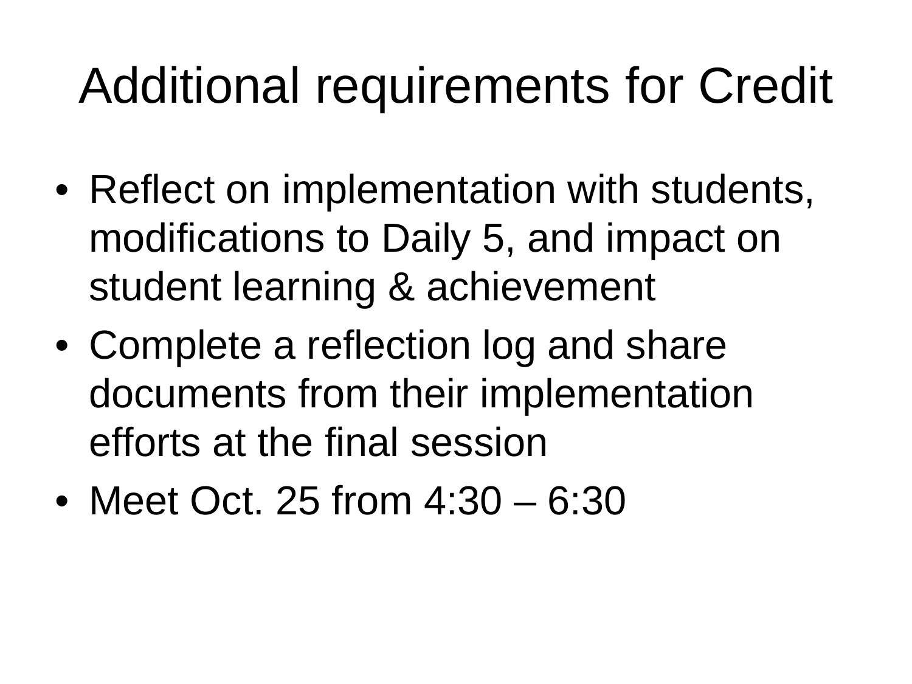# Additional requirements for Credit

- Reflect on implementation with students, modifications to Daily 5, and impact on student learning & achievement
- Complete a reflection log and share documents from their implementation efforts at the final session
- Meet Oct. 25 from 4:30 – 6:30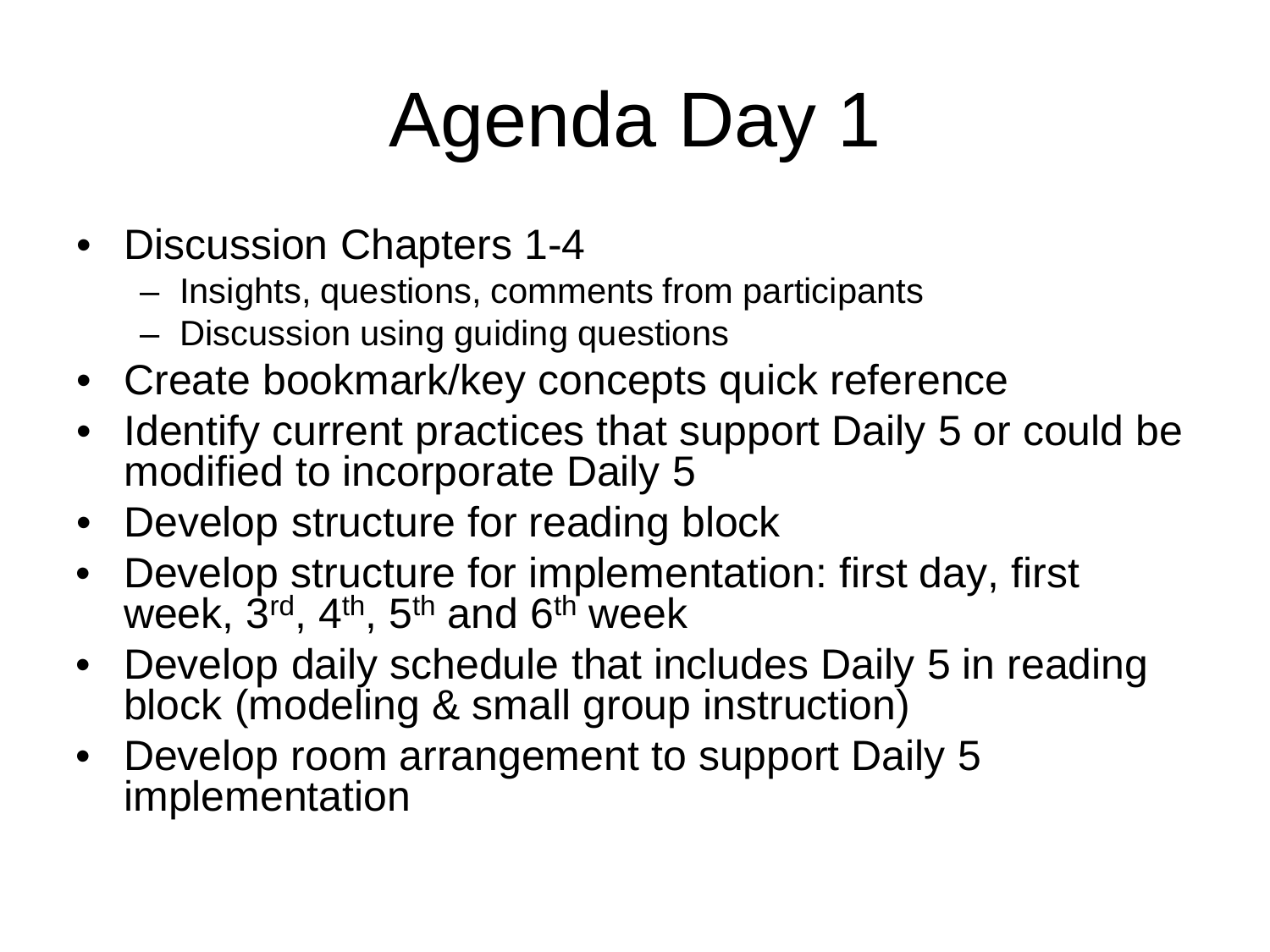# Agenda Day 1

- Discussion Chapters 1-4
  - Insights, questions, comments from participants
  - Discussion using guiding questions
- Create bookmark/key concepts quick reference
- Identify current practices that support Daily 5 or could be modified to incorporate Daily 5
- Develop structure for reading block
- Develop structure for implementation: first day, first week, 3rd, 4th, 5th and 6th week
- Develop daily schedule that includes Daily 5 in reading block (modeling & small group instruction)
- Develop room arrangement to support Daily 5 implementation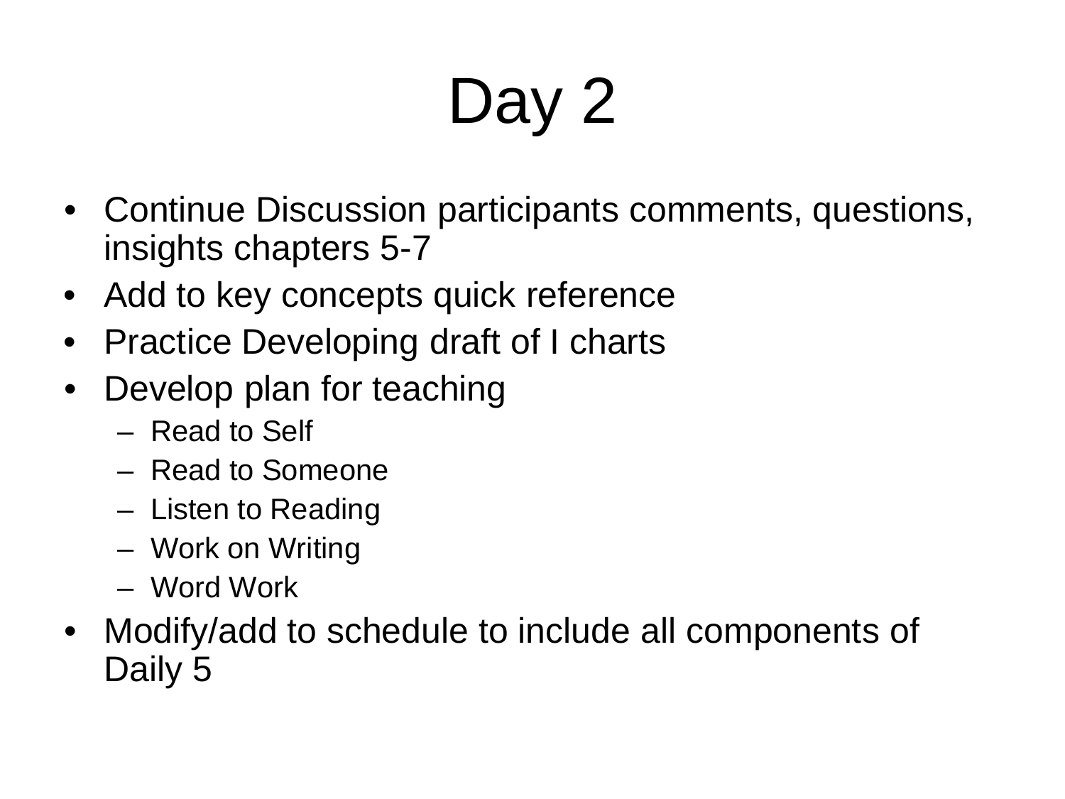# Day 2

- Continue Discussion participants comments, questions, insights chapters 5-7
- Add to key concepts quick reference
- Practice Developing draft of I charts
- Develop plan for teaching
  - Read to Self
  - Read to Someone
  - Listen to Reading
  - Work on Writing
  - Word Work
- Modify/add to schedule to include all components of Daily 5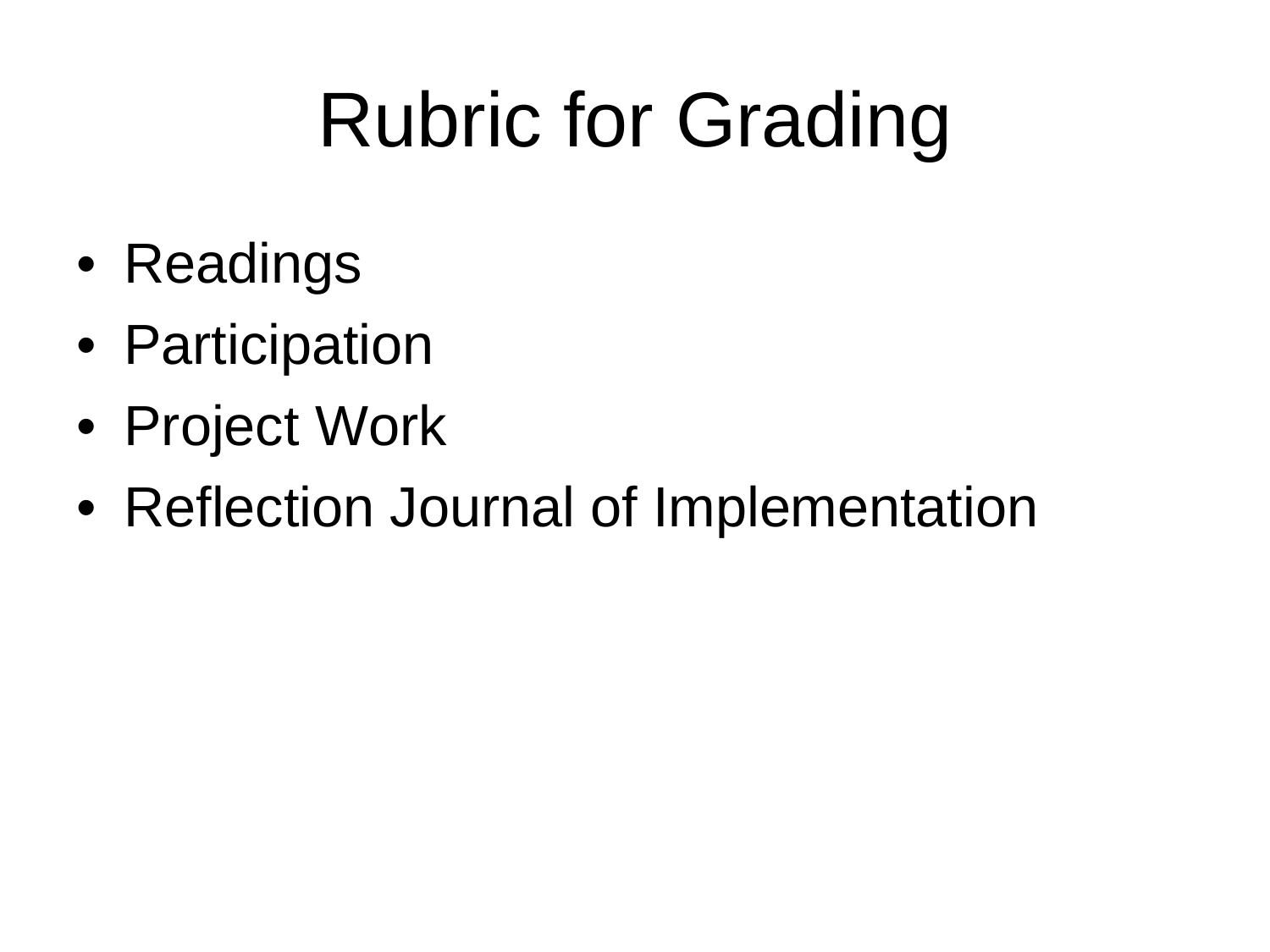# Rubric for Grading

- Readings
- Participation
- Project Work
- Reflection Journal of Implementation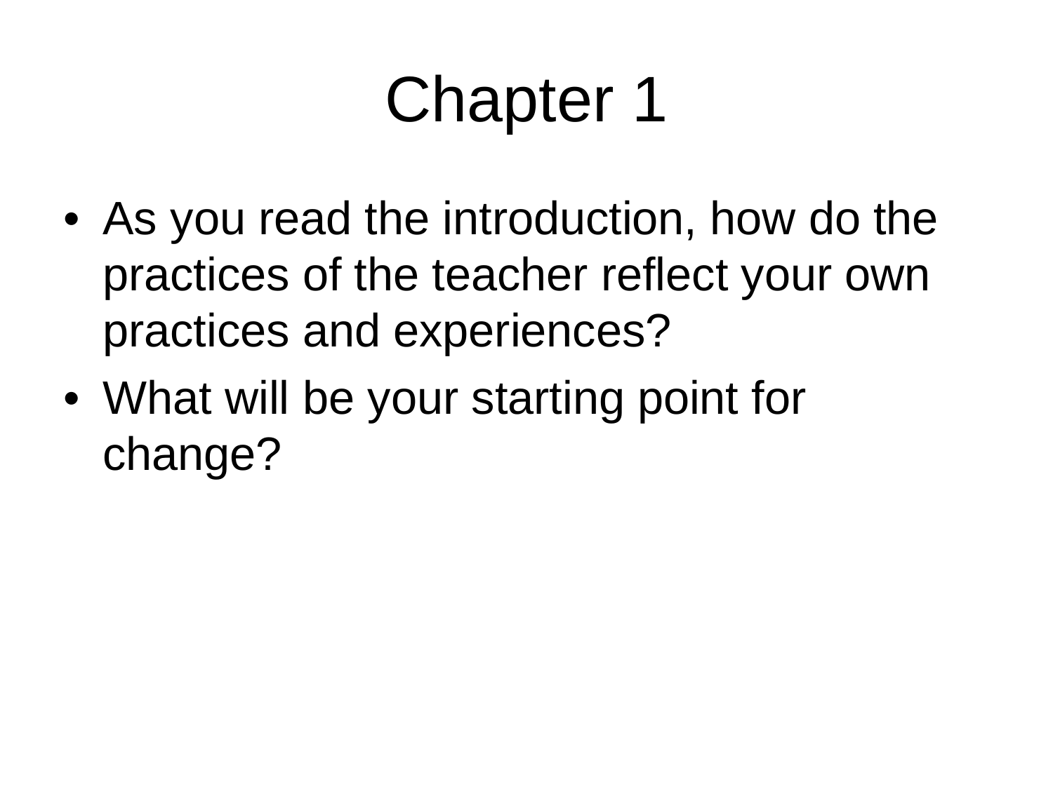# Chapter 1

- As you read the introduction, how do the practices of the teacher reflect your own practices and experiences?
- What will be your starting point for change?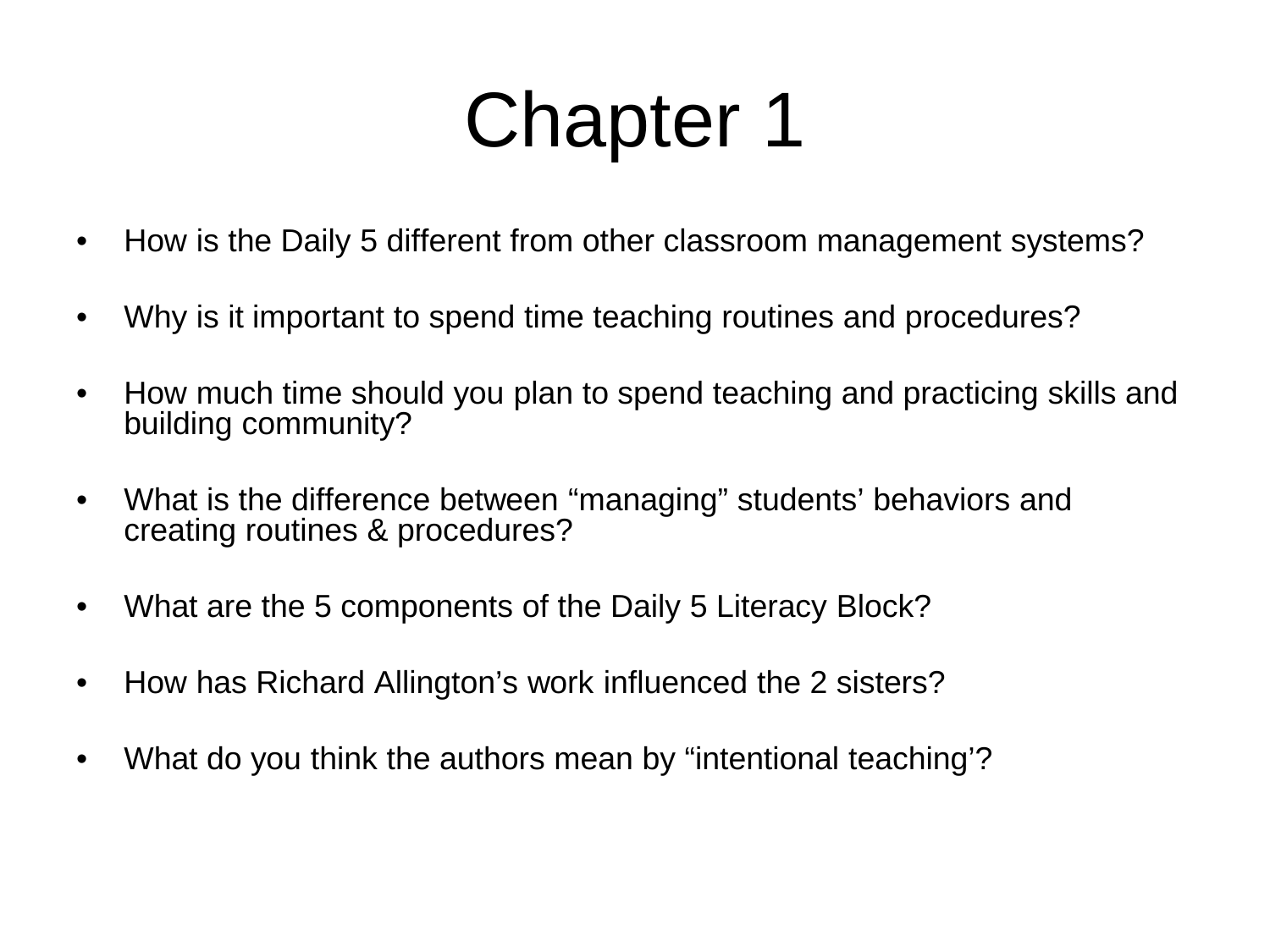# Chapter 1

- How is the Daily 5 different from other classroom management systems?
- Why is it important to spend time teaching routines and procedures?
- How much time should you plan to spend teaching and practicing skills and building community?
- What is the difference between "managing" students' behaviors and creating routines & procedures?
- What are the 5 components of the Daily 5 Literacy Block?
- How has Richard Allington's work influenced the 2 sisters?
- What do you think the authors mean by "intentional teaching'?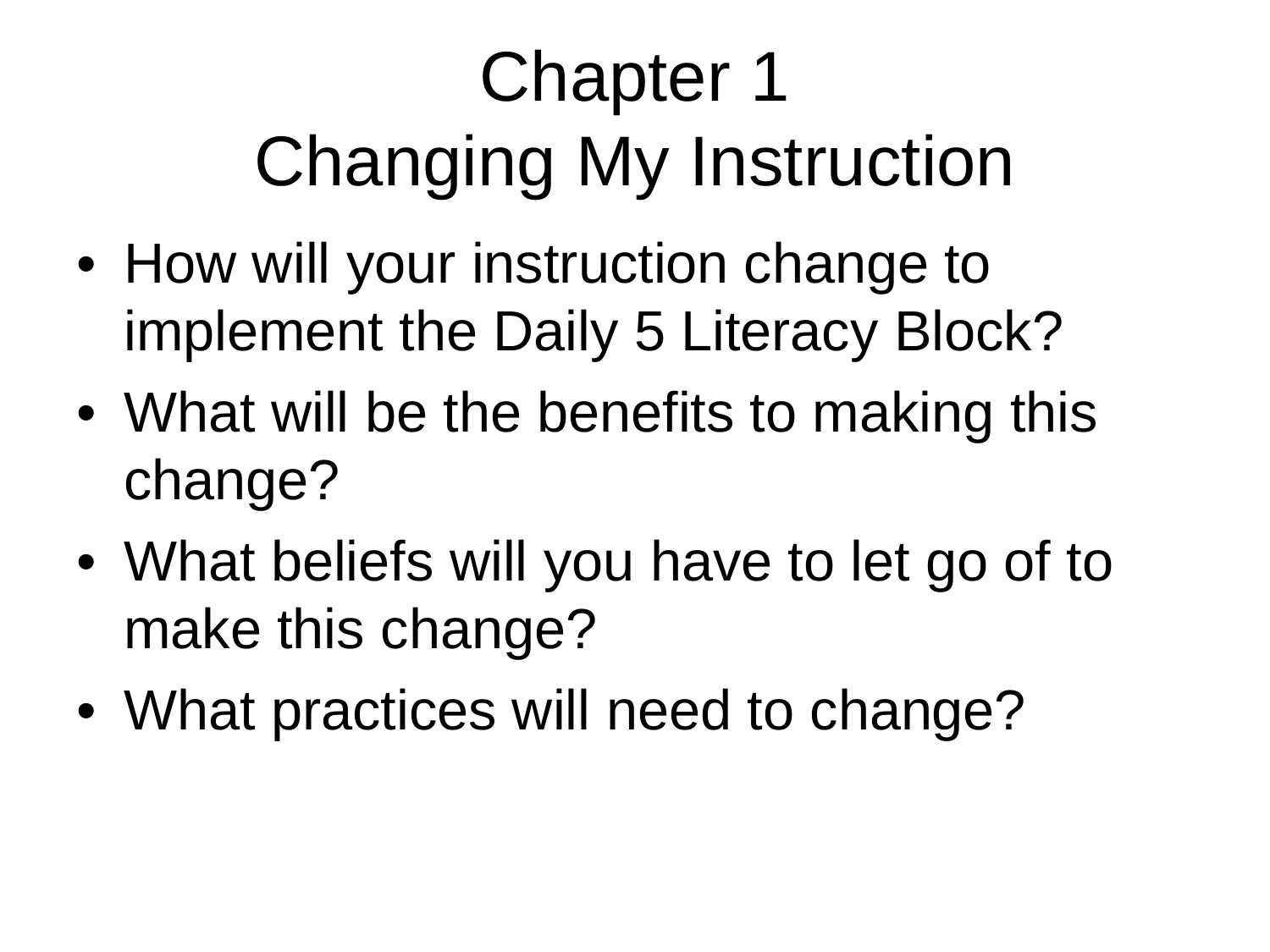# Chapter 1
# Changing My Instruction

- How will your instruction change to implement the Daily 5 Literacy Block?
- What will be the benefits to making this change?
- What beliefs will you have to let go of to make this change?
- What practices will need to change?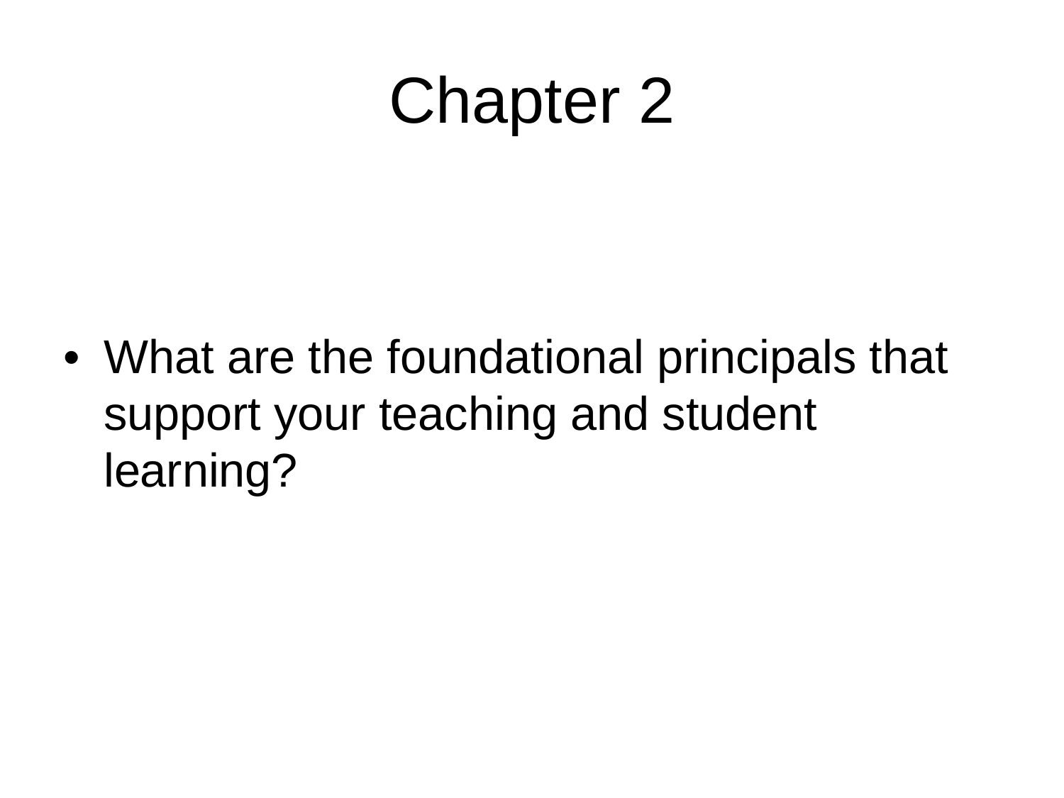# Chapter 2

- What are the foundational principals that support your teaching and student learning?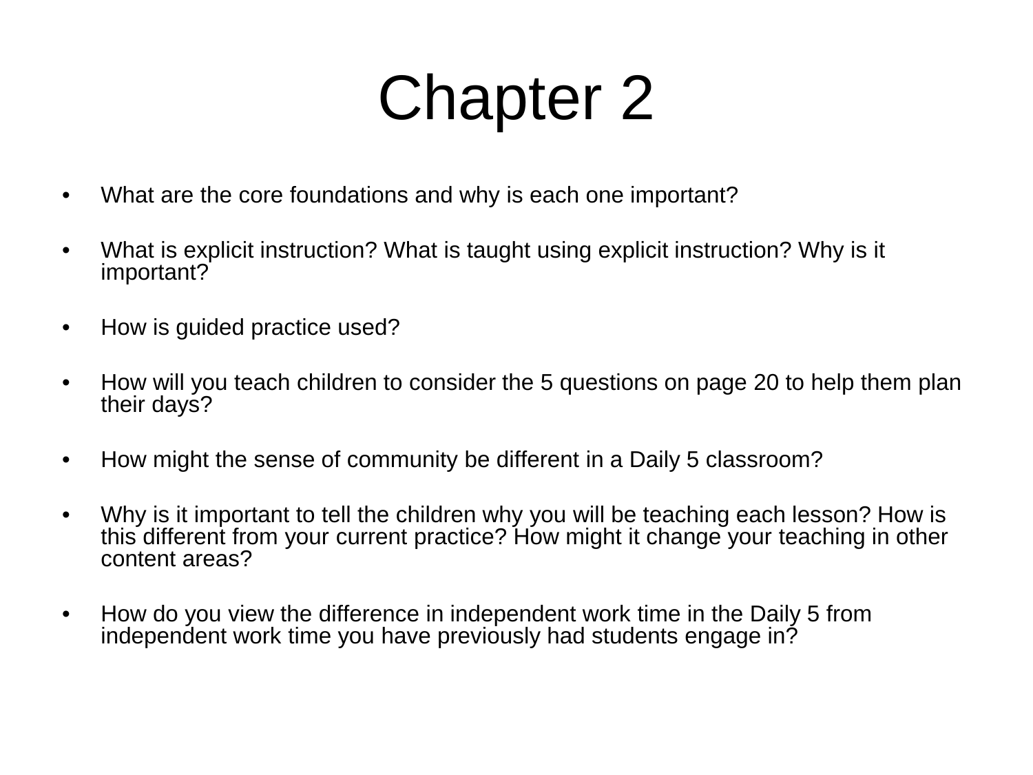# Chapter 2

- What are the core foundations and why is each one important?
- What is explicit instruction? What is taught using explicit instruction? Why is it important?
- How is guided practice used?
- How will you teach children to consider the 5 questions on page 20 to help them plan their days?
- How might the sense of community be different in a Daily 5 classroom?
- Why is it important to tell the children why you will be teaching each lesson? How is this different from your current practice? How might it change your teaching in other content areas?
- How do you view the difference in independent work time in the Daily 5 from independent work time you have previously had students engage in?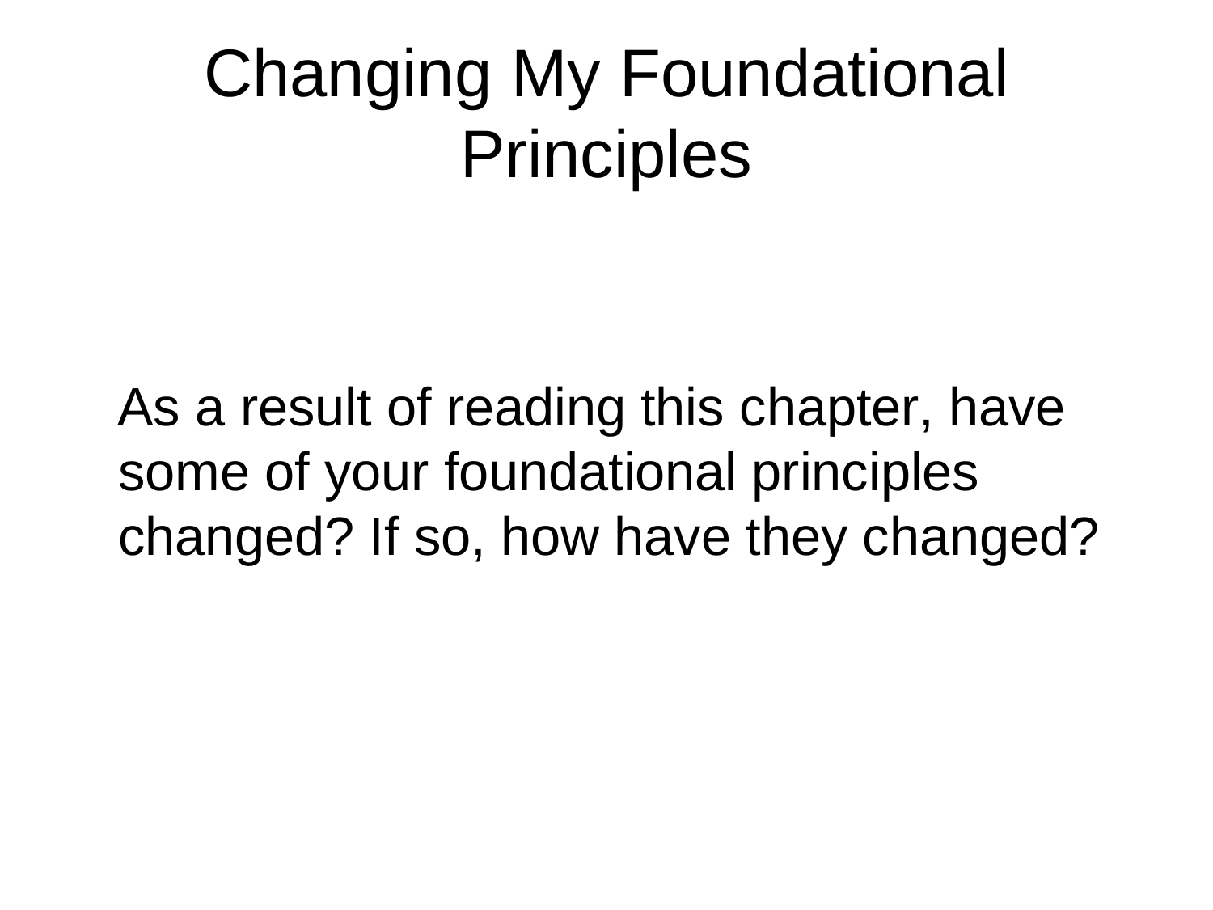# Changing My Foundational Principles

As a result of reading this chapter, have some of your foundational principles changed? If so, how have they changed?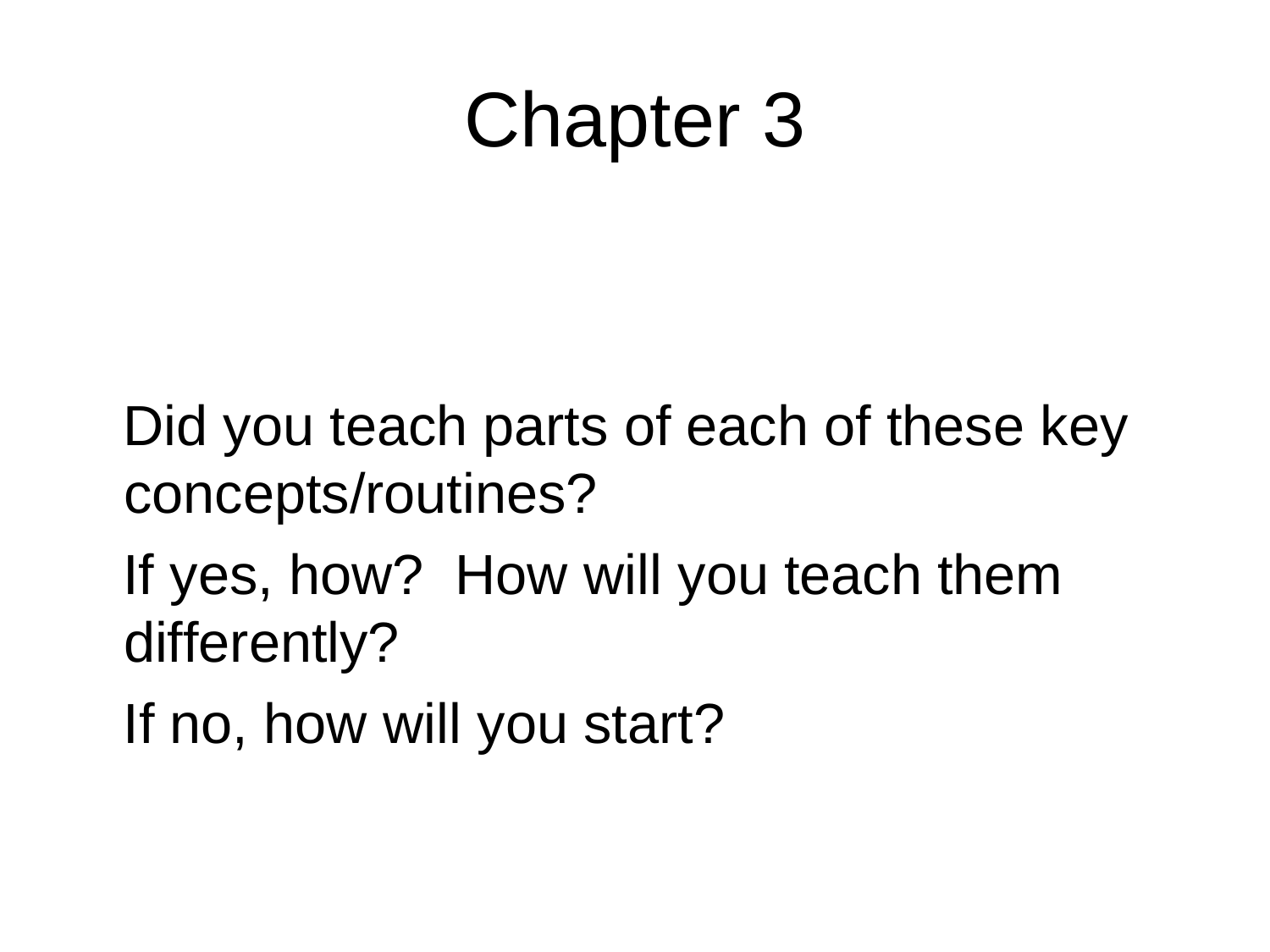# Chapter 3

Did you teach parts of each of these key concepts/routines?

If yes, how?  How will you teach them differently?

If no, how will you start?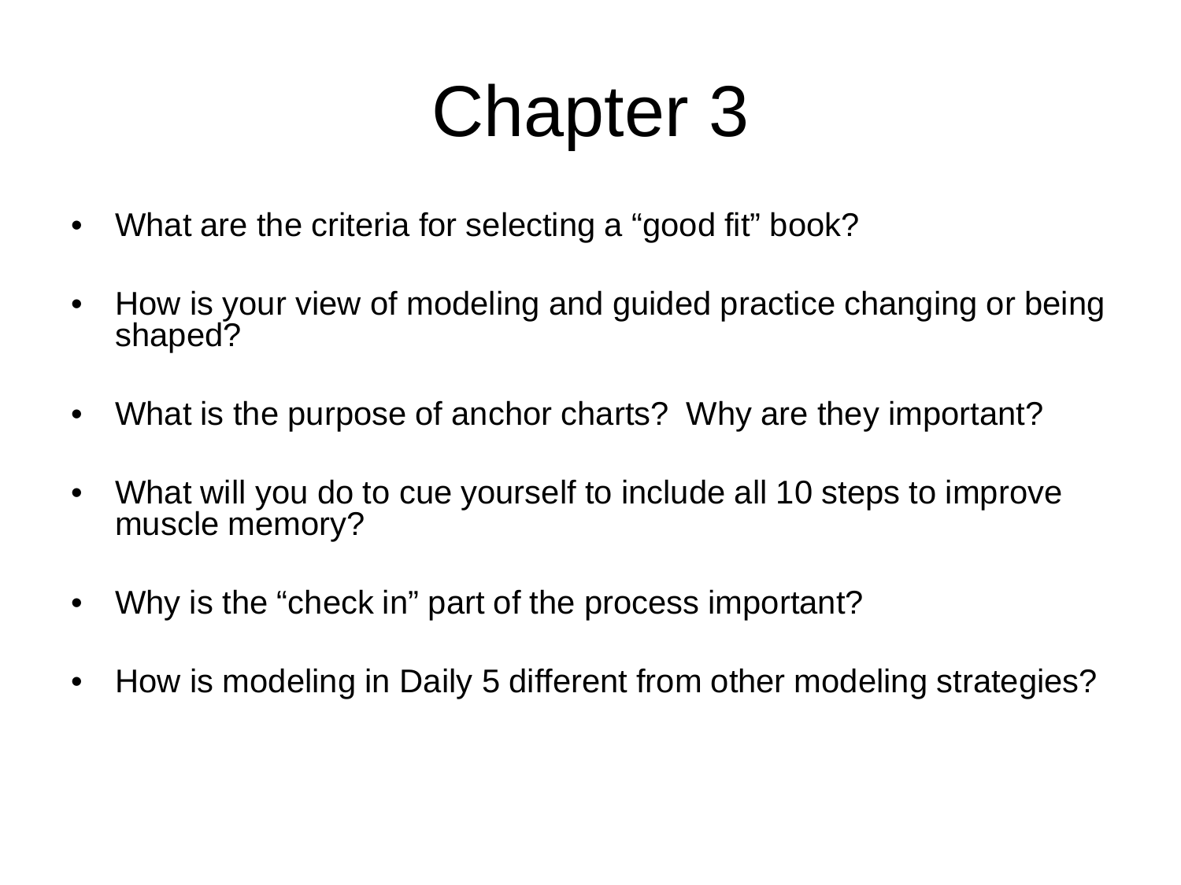# Chapter 3

- What are the criteria for selecting a “good fit” book?
- How is your view of modeling and guided practice changing or being shaped?
- What is the purpose of anchor charts? Why are they important?
- What will you do to cue yourself to include all 10 steps to improve muscle memory?
- Why is the “check in” part of the process important?
- How is modeling in Daily 5 different from other modeling strategies?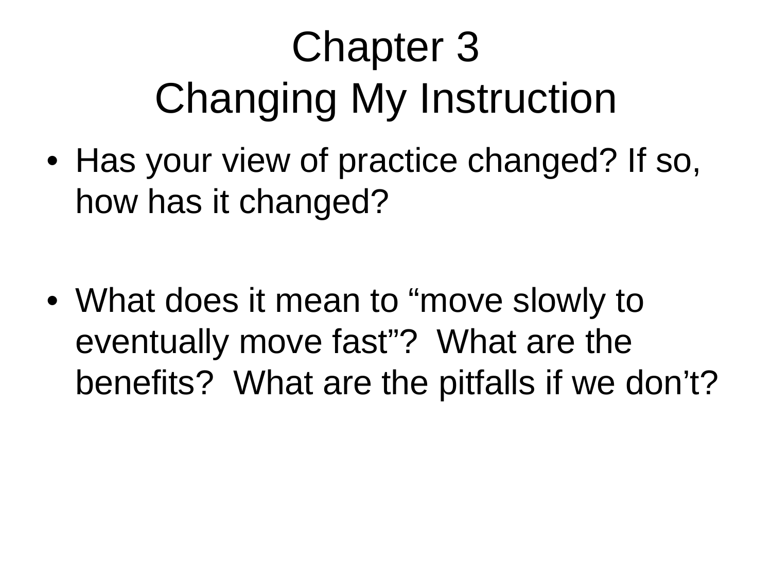# Chapter 3
# Changing My Instruction

- Has your view of practice changed? If so, how has it changed?
- What does it mean to “move slowly to eventually move fast”? What are the benefits? What are the pitfalls if we don’t?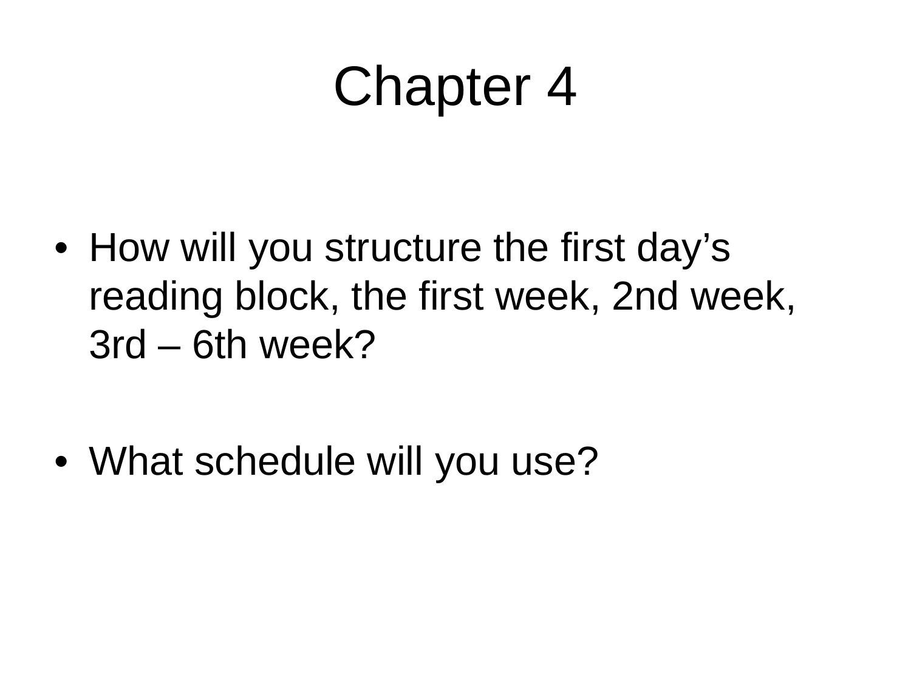# Chapter 4

- How will you structure the first day's reading block, the first week, 2nd week, 3rd – 6th week?

- What schedule will you use?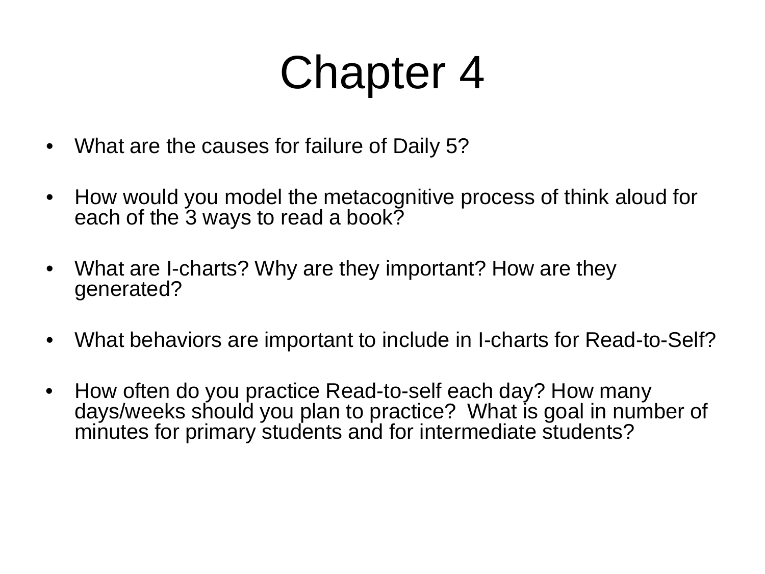# Chapter 4

- What are the causes for failure of Daily 5?
- How would you model the metacognitive process of think aloud for each of the 3 ways to read a book?
- What are I-charts? Why are they important? How are they generated?
- What behaviors are important to include in I-charts for Read-to-Self?
- How often do you practice Read-to-self each day? How many days/weeks should you plan to practice? What is goal in number of minutes for primary students and for intermediate students?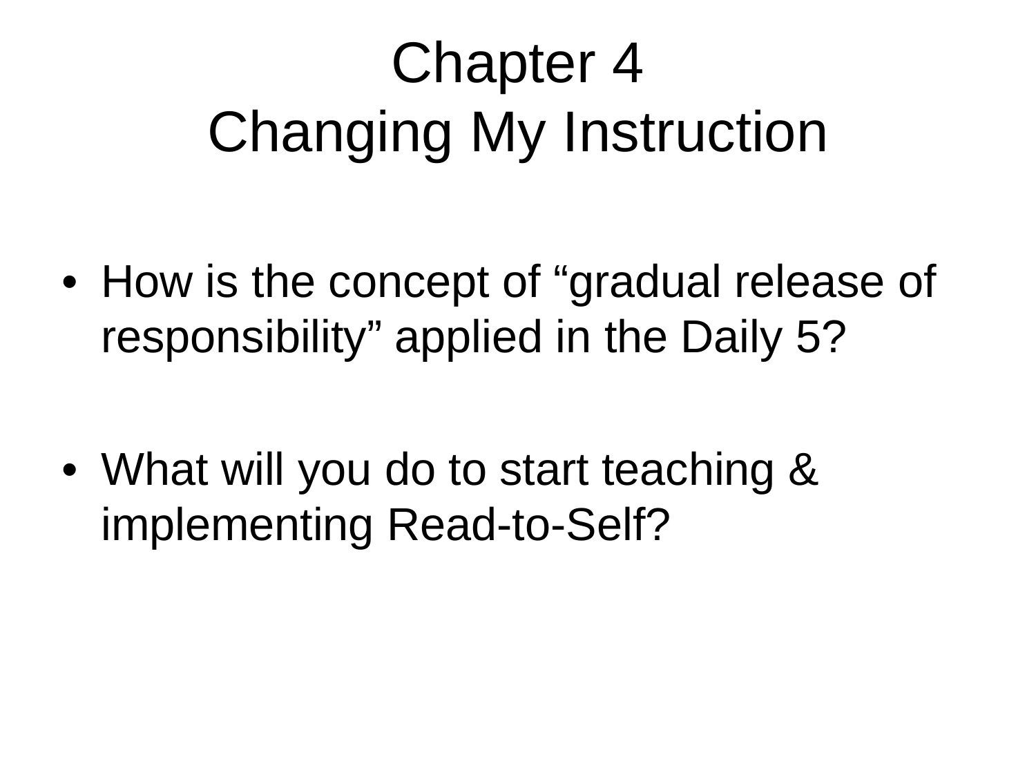# Chapter 4
# Changing My Instruction

- How is the concept of “gradual release of responsibility” applied in the Daily 5?

- What will you do to start teaching & implementing Read-to-Self?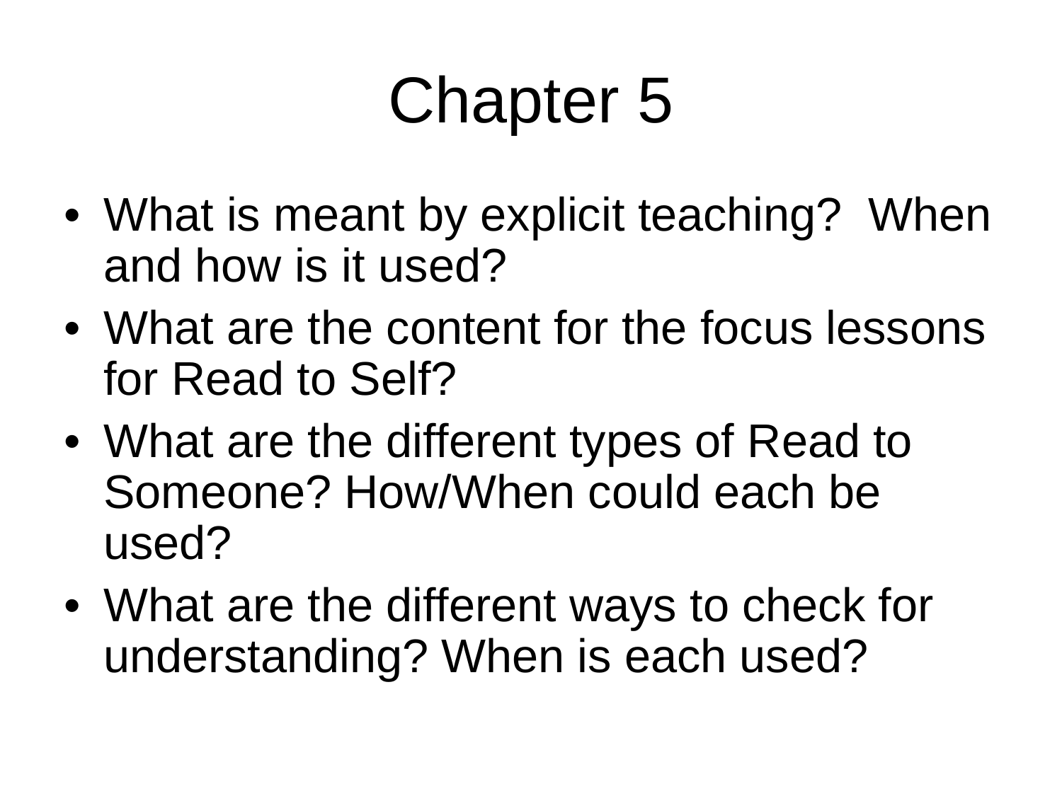# Chapter 5

- What is meant by explicit teaching? When and how is it used?
- What are the content for the focus lessons for Read to Self?
- What are the different types of Read to Someone? How/When could each be used?
- What are the different ways to check for understanding? When is each used?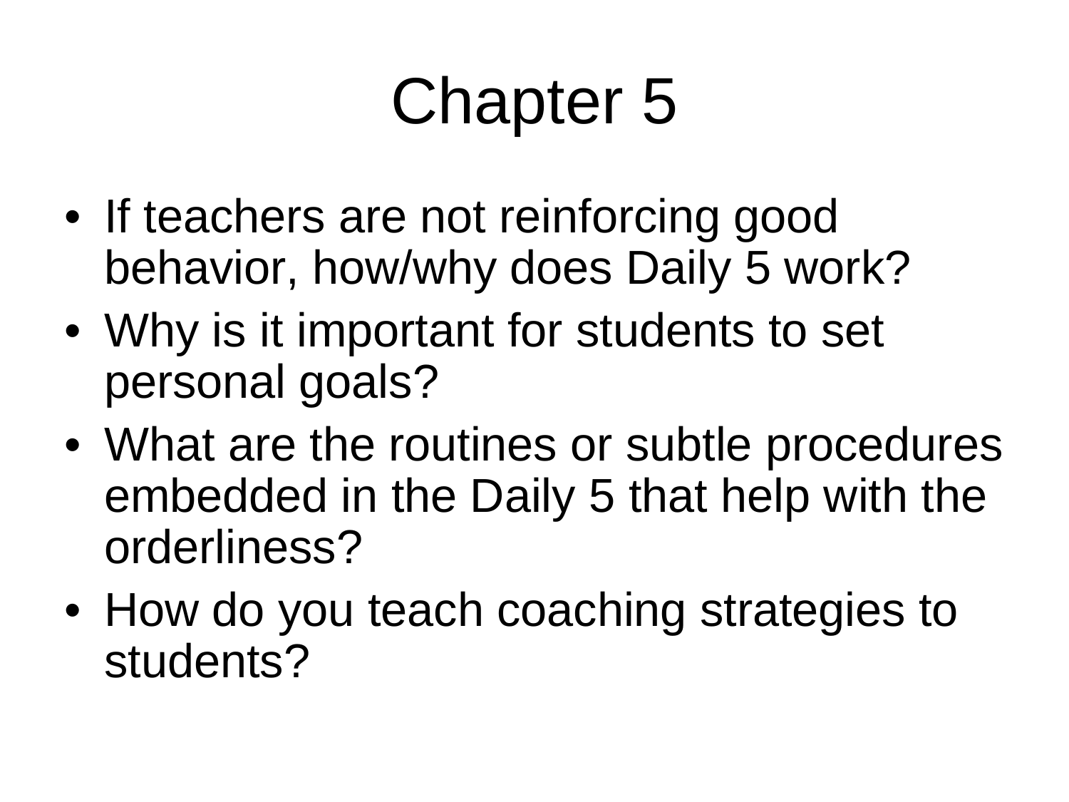# Chapter 5

- If teachers are not reinforcing good behavior, how/why does Daily 5 work?
- Why is it important for students to set personal goals?
- What are the routines or subtle procedures embedded in the Daily 5 that help with the orderliness?
- How do you teach coaching strategies to students?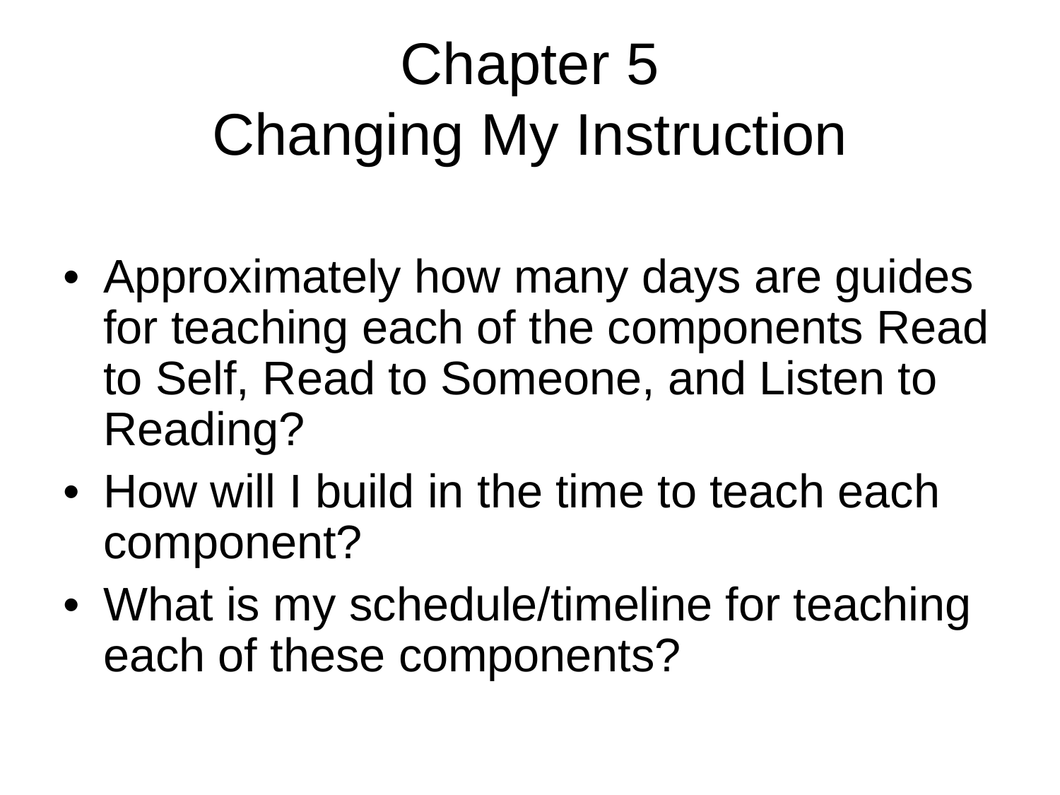# Chapter 5
# Changing My Instruction

- Approximately how many days are guides for teaching each of the components Read to Self, Read to Someone, and Listen to Reading?
- How will I build in the time to teach each component?
- What is my schedule/timeline for teaching each of these components?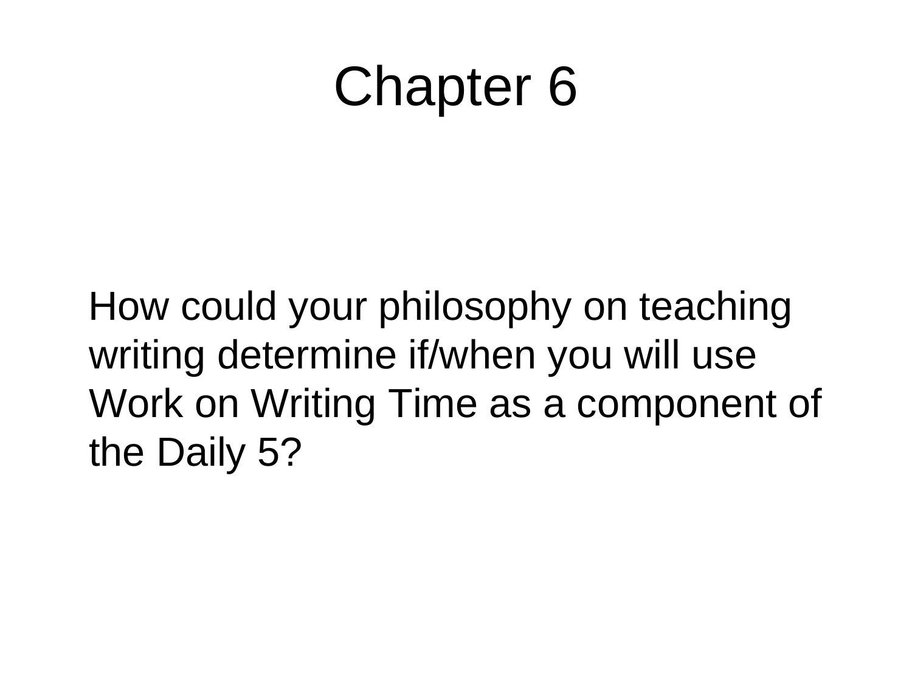# Chapter 6

How could your philosophy on teaching writing determine if/when you will use Work on Writing Time as a component of the Daily 5?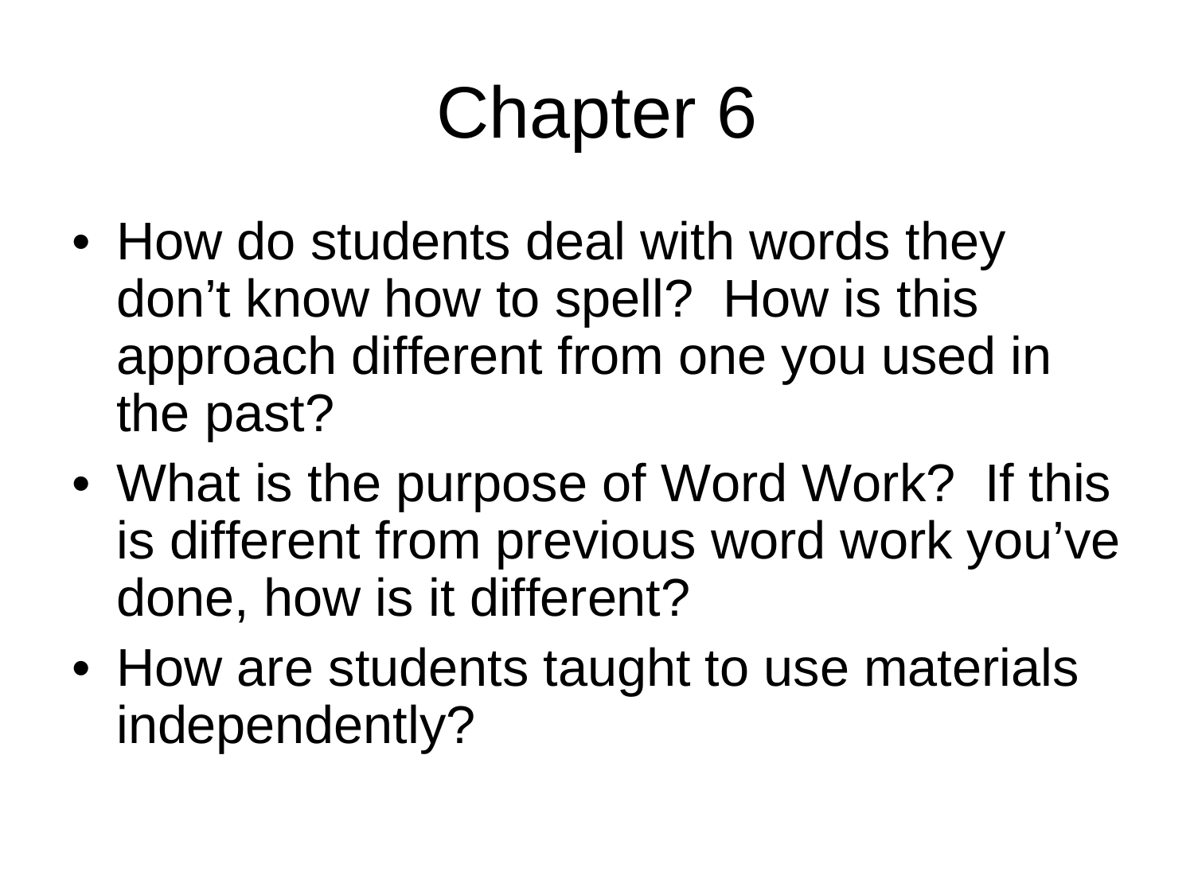# Chapter 6

- How do students deal with words they don’t know how to spell? How is this approach different from one you used in the past?
- What is the purpose of Word Work? If this is different from previous word work you’ve done, how is it different?
- How are students taught to use materials independently?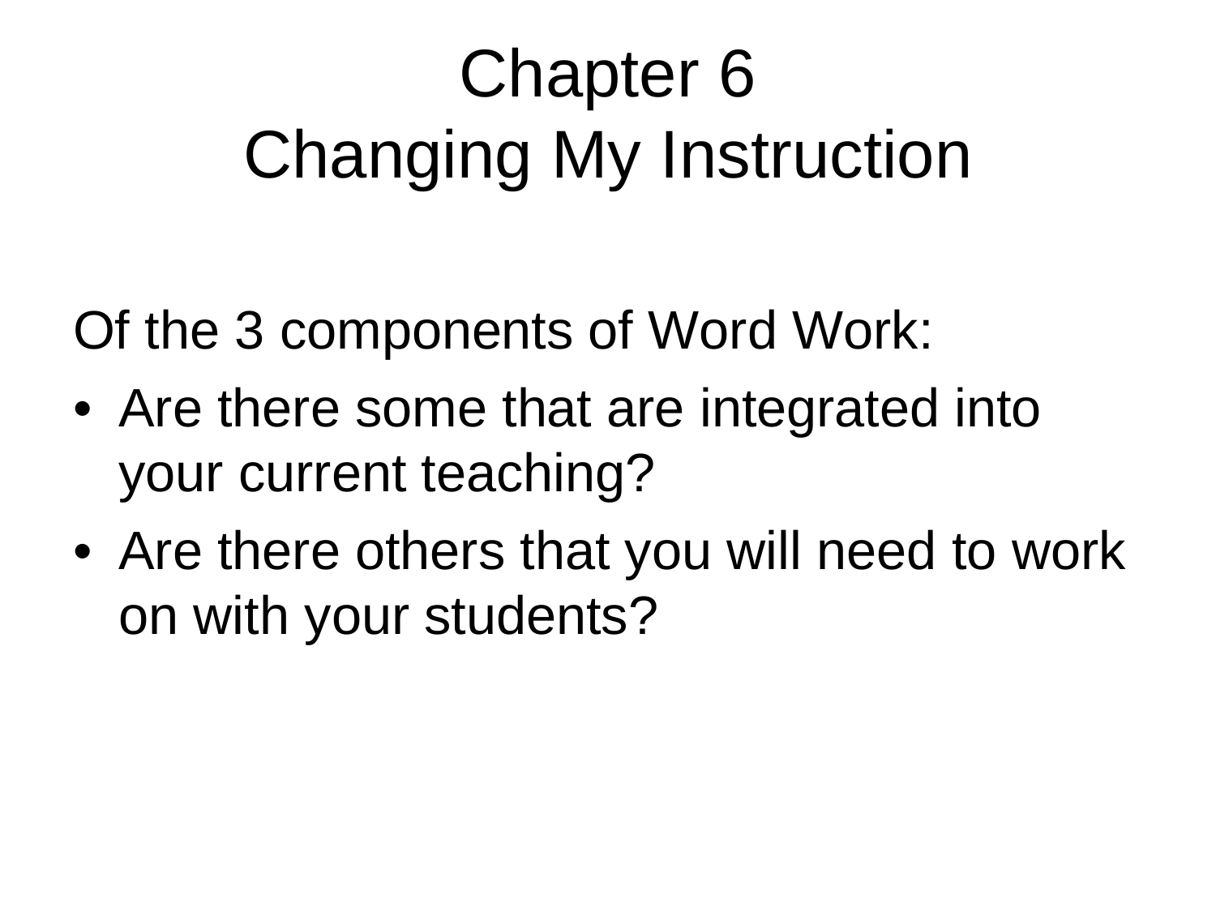# Chapter 6
# Changing My Instruction

Of the 3 components of Word Work:

- Are there some that are integrated into your current teaching?
- Are there others that you will need to work on with your students?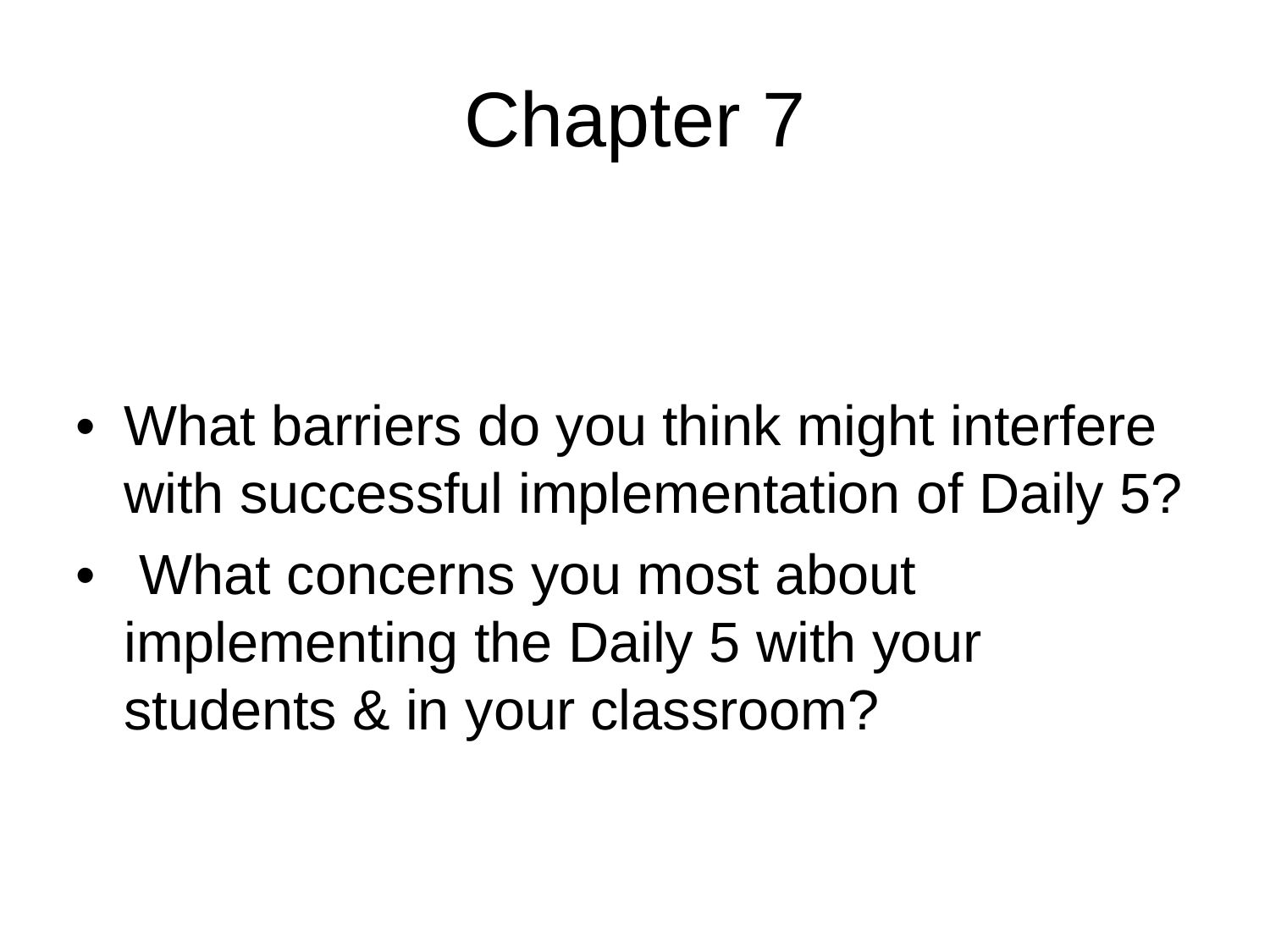# Chapter 7

- What barriers do you think might interfere with successful implementation of Daily 5?
- What concerns you most about implementing the Daily 5 with your students & in your classroom?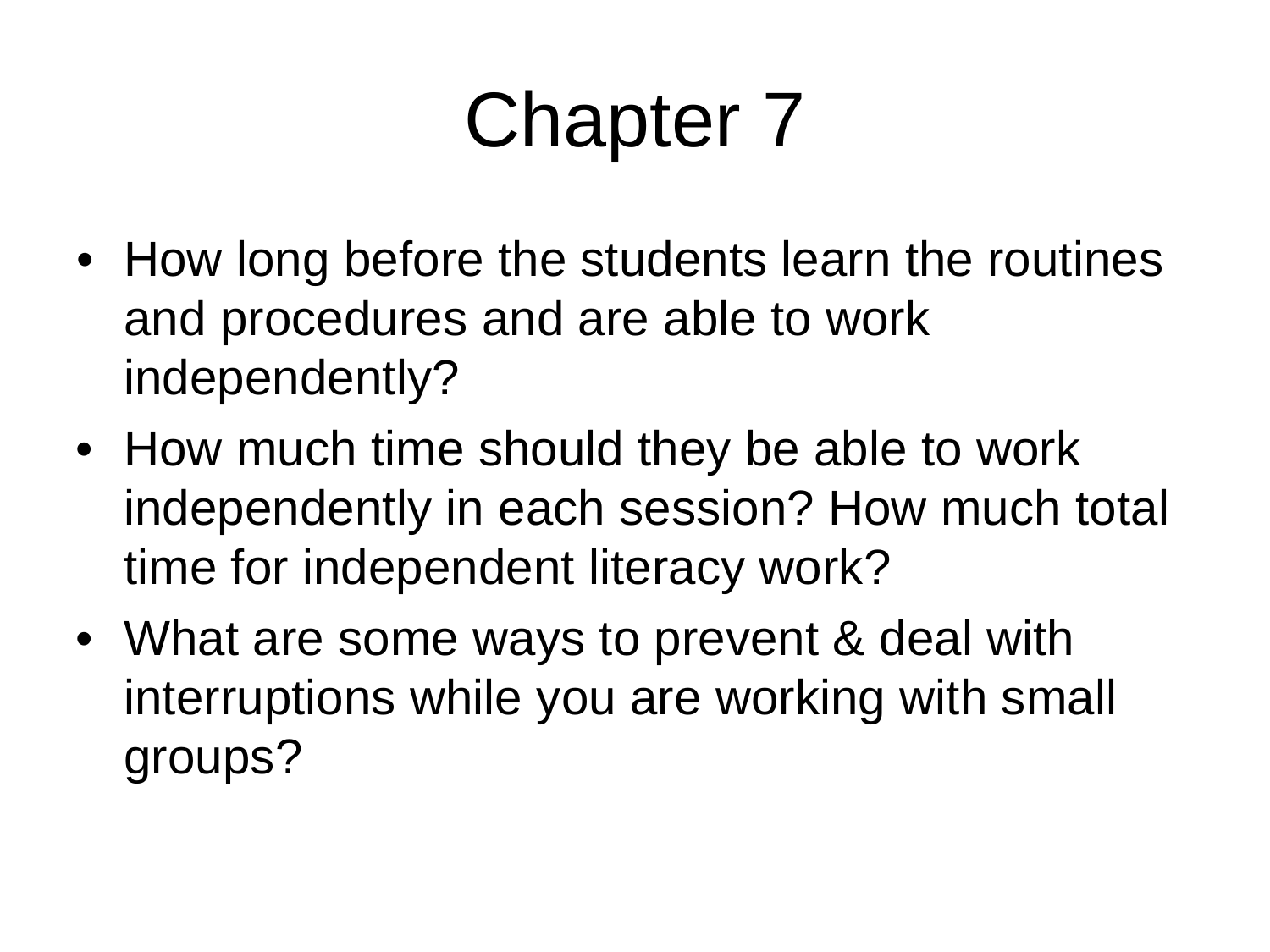# Chapter 7

- How long before the students learn the routines and procedures and are able to work independently?
- How much time should they be able to work independently in each session? How much total time for independent literacy work?
- What are some ways to prevent & deal with interruptions while you are working with small groups?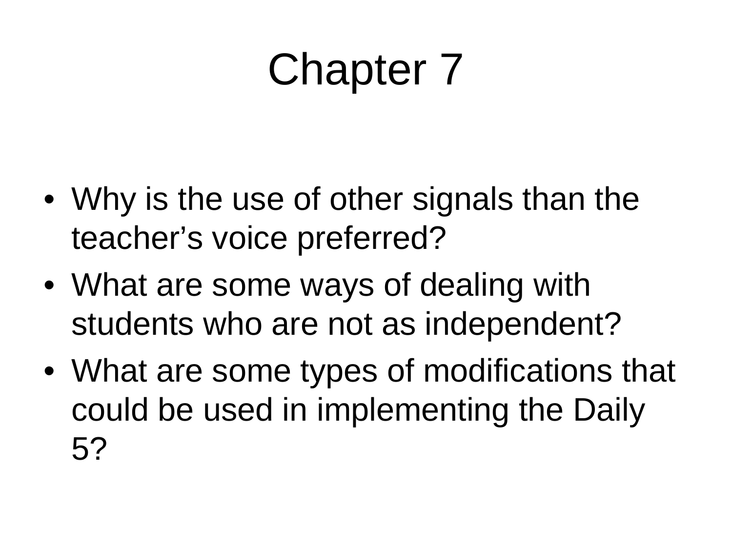# Chapter 7

- Why is the use of other signals than the teacher’s voice preferred?
- What are some ways of dealing with students who are not as independent?
- What are some types of modifications that could be used in implementing the Daily 5?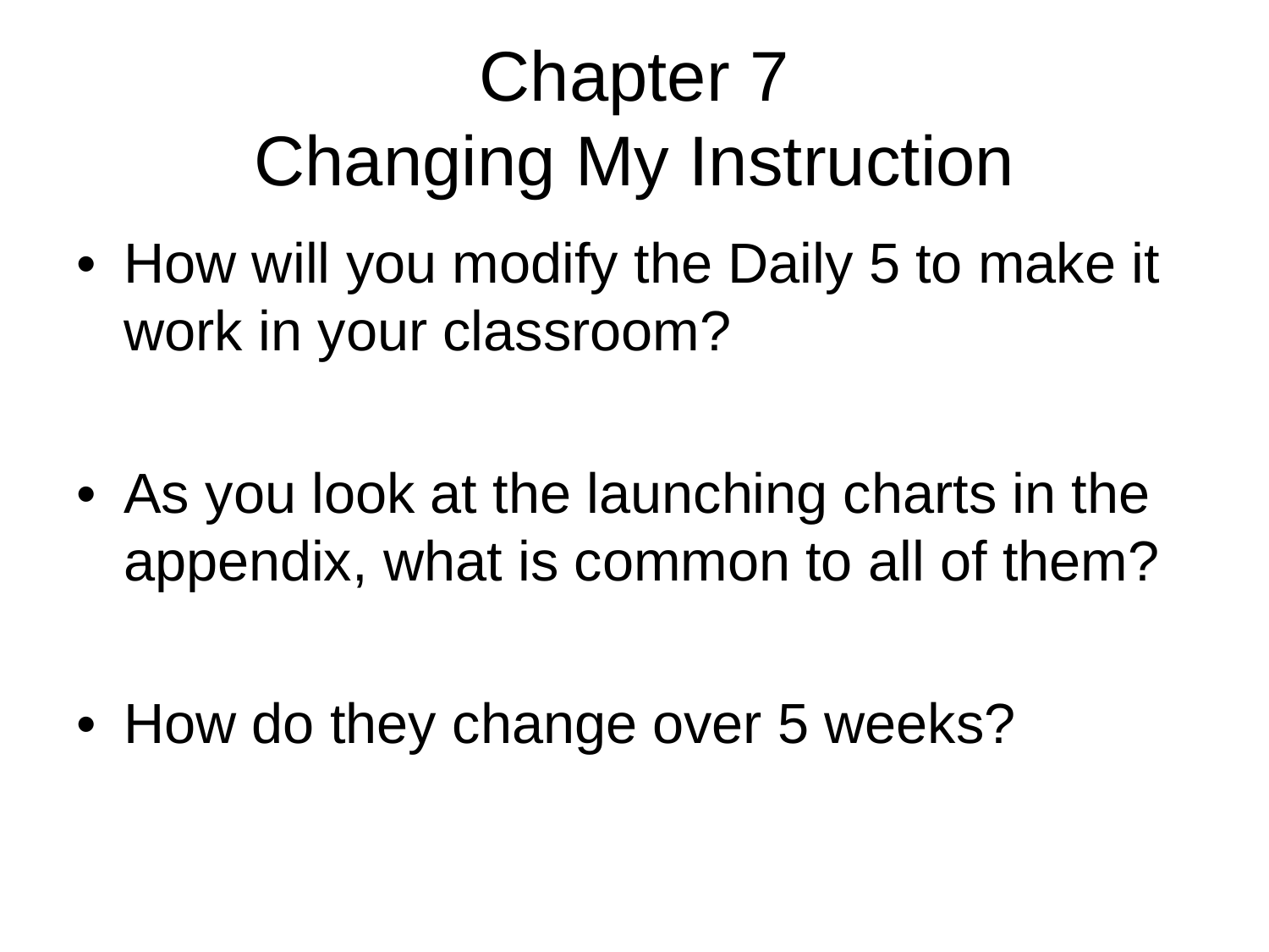# Chapter 7
# Changing My Instruction

- How will you modify the Daily 5 to make it work in your classroom?

- As you look at the launching charts in the appendix, what is common to all of them?

- How do they change over 5 weeks?